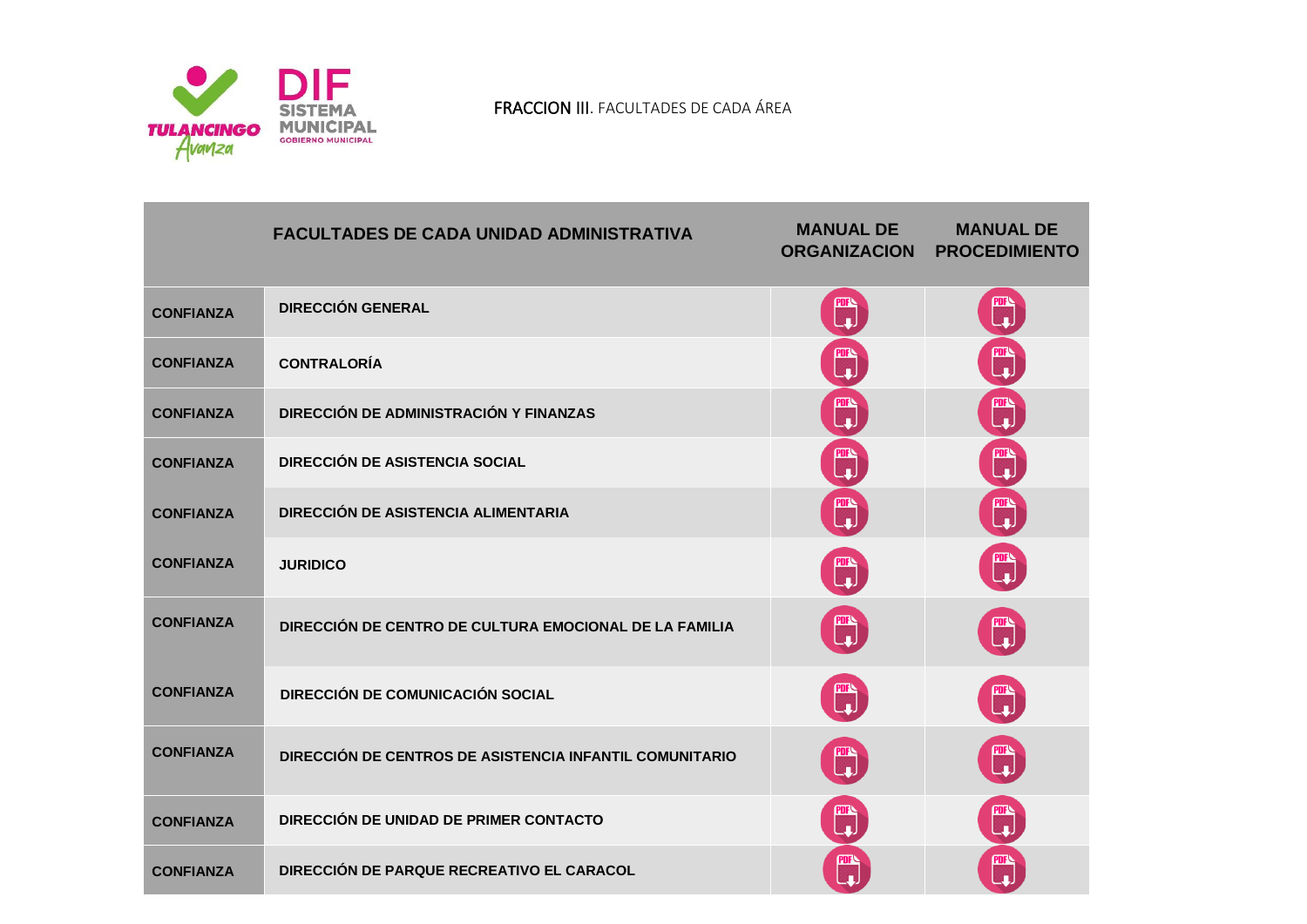FRACCION III. FACULTADES DE CADA ÁREA

| | FACULTADES DE CADA UNIDAD ADMINISTRATIVA | MANUAL DE ORGANIZACION | MANUAL DE PROCEDIMIENTO |
|---|---|---|---|
| CONFIANZA | DIRECCIÓN GENERAL | PDF | PDF |
| CONFIANZA | CONTRALORÍA | PDF | PDF |
| CONFIANZA | DIRECCIÓN DE ADMINISTRACIÓN Y FINANZAS | PDF | PDF |
| CONFIANZA | DIRECCIÓN DE ASISTENCIA SOCIAL | PDF | PDF |
| CONFIANZA | DIRECCIÓN DE ASISTENCIA ALIMENTARIA | PDF | PDF |
| CONFIANZA | JURIDICO | PDF | PDF |
| CONFIANZA | DIRECCIÓN DE CENTRO DE CULTURA EMOCIONAL DE LA FAMILIA | PDF | PDF |
| CONFIANZA | DIRECCIÓN DE COMUNICACIÓN SOCIAL | PDF | PDF |
| CONFIANZA | DIRECCIÓN DE CENTROS DE ASISTENCIA INFANTIL COMUNITARIO | PDF | PDF |
| CONFIANZA | DIRECCIÓN DE UNIDAD DE PRIMER CONTACTO | PDF | PDF |
| CONFIANZA | DIRECCIÓN DE PARQUE RECREATIVO EL CARACOL | PDF | PDF |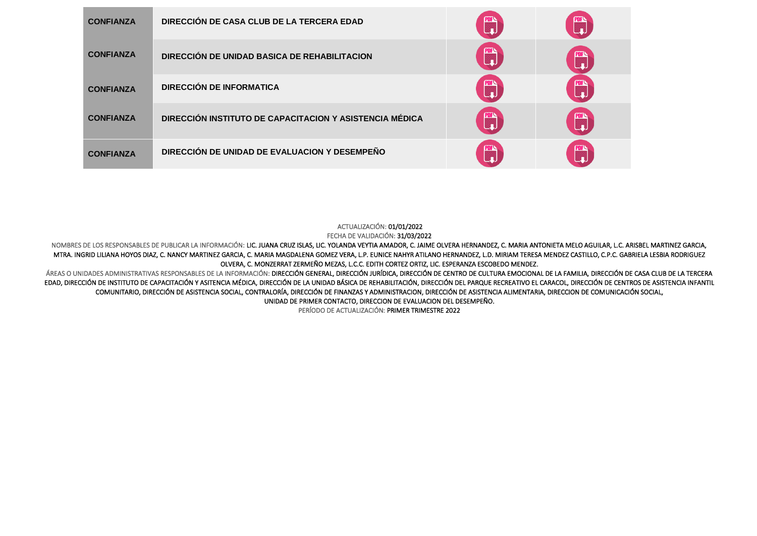| | | | |
|---|---|---|---|
| CONFIANZA | DIRECCIÓN DE CASA CLUB DE LA TERCERA EDAD | | |
| CONFIANZA | DIRECCIÓN DE UNIDAD BASICA DE REHABILITACION | | |
| CONFIANZA | DIRECCIÓN DE INFORMATICA | | |
| CONFIANZA | DIRECCIÓN INSTITUTO DE CAPACITACION Y ASISTENCIA MÉDICA | | |
| CONFIANZA | DIRECCIÓN DE UNIDAD DE EVALUACION Y DESEMPEÑO | | |

ACTUALIZACIÓN: 01/01/2022

FECHA DE VALIDACIÓN: 31/03/2022

NOMBRES DE LOS RESPONSABLES DE PUBLICAR LA INFORMACIÓN: LIC. JUANA CRUZ ISLAS, LIC. YOLANDA VEYTIA AMADOR, C. JAIME OLVERA HERNANDEZ, C. MARIA ANTONIETA MELO AGUILAR, L.C. ARISBEL MARTINEZ GARCIA, MTRA. INGRID LILIANA HOYOS DIAZ, C. NANCY MARTINEZ GARCIA, C. MARIA MAGDALENA GOMEZ VERA, L.P. EUNICE NAHYR ATILANO HERNANDEZ, L.D. MIRIAM TERESA MENDEZ CASTILLO, C.P.C. GABRIELA LESBIA RODRIGUEZ OLVERA, C. MONZERRAT ZERMEÑO MEZAS, L.C.C. EDITH CORTEZ ORTIZ, LIC. ESPERANZA ESCOBEDO MENDEZ.

ÁREAS O UNIDADES ADMINISTRATIVAS RESPONSABLES DE LA INFORMACIÓN: DIRECCIÓN GENERAL, DIRECCIÓN JURÍDICA, DIRECCIÓN DE CENTRO DE CULTURA EMOCIONAL DE LA FAMILIA, DIRECCIÓN DE CASA CLUB DE LA TERCERA EDAD, DIRECCIÓN DE INSTITUTO DE CAPACITACIÓN Y ASITENCIA MÉDICA, DIRECCIÓN DE LA UNIDAD BÁSICA DE REHABILITACIÓN, DIRECCIÓN DEL PARQUE RECREATIVO EL CARACOL, DIRECCIÓN DE CENTROS DE ASISTENCIA INFANTIL COMUNITARIO, DIRECCIÓN DE ASISTENCIA SOCIAL, CONTRALORÍA, DIRECCIÓN DE FINANZAS Y ADMINISTRACION, DIRECCIÓN DE ASISTENCIA ALIMENTARIA, DIRECCION DE COMUNICACIÓN SOCIAL, UNIDAD DE PRIMER CONTACTO, DIRECCION DE EVALUACION DEL DESEMPEÑO.

PERÍODO DE ACTUALIZACIÓN: PRIMER TRIMESTRE 2022